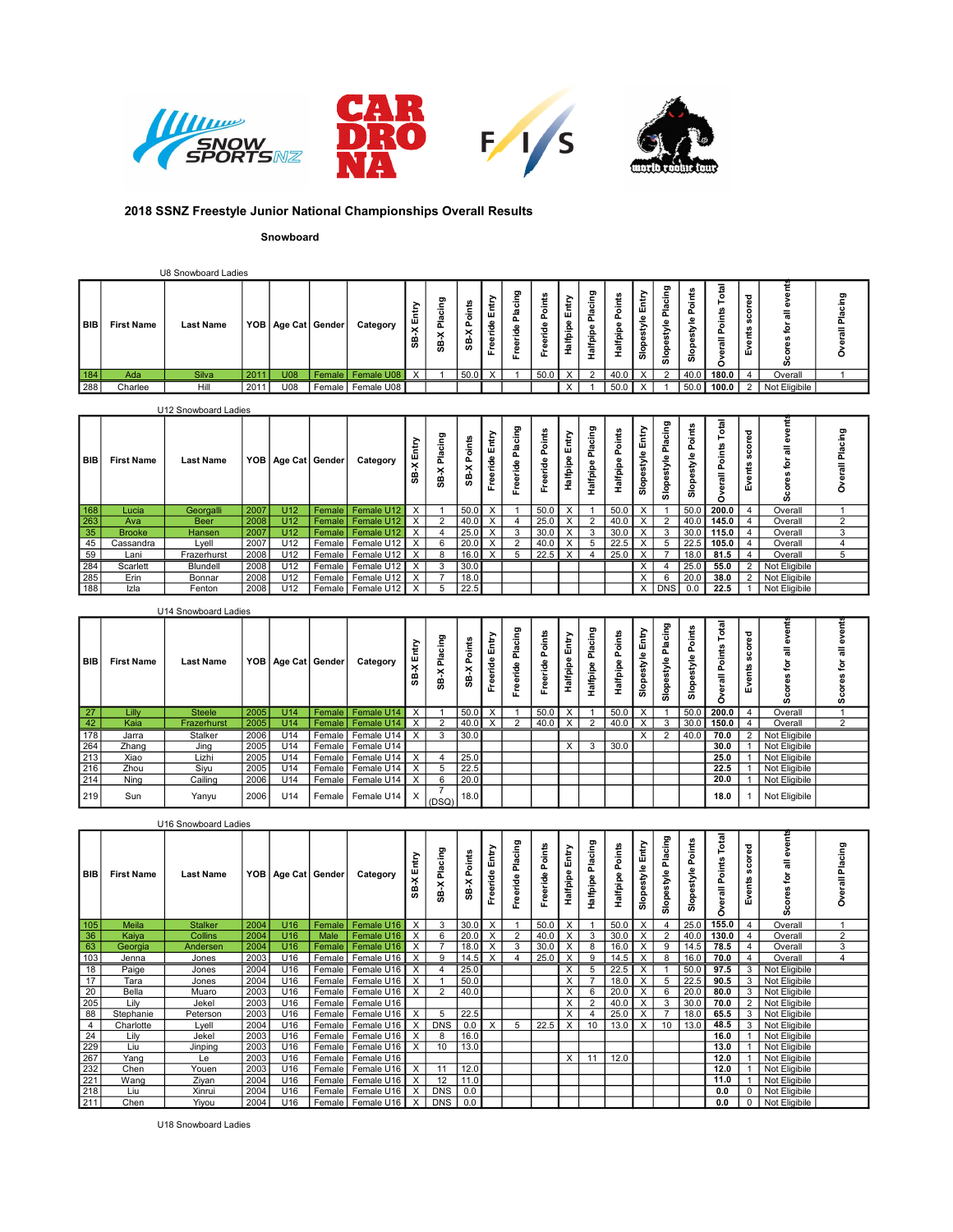# 2018 SSNZ Freestyle Junior National Championships Overall Results

## Snowboard

U8 Snowboard Ladies

| BIB | First Name | Last Name | YOB | Age Cat | Gender | Category | SB-X Entry | SB-X Placing | SB-X Points | Freeride Entry | Freeride Placing | Freeride Points | Halfpipe Entry | Halfpipe Placing | Halfpipe Points | Slopestyle Entry | Slopestyle Placing | Slopestyle Points | Overall Points Total | Events scored | Scores for all events | Overall Placing |
|---|---|---|---|---|---|---|---|---|---|---|---|---|---|---|---|---|---|---|---|---|---|---|
| 184 | Ada | Silva | 2011 | U08 | Female | Female U08 | X | 1 | 50.0 | X | 1 | 50.0 | X | 2 | 40.0 | X | 2 | 40.0 | 180.0 | 4 | Overall | 1 |
| 288 | Charlee | Hill | 2011 | U08 | Female | Female U08 | | | | | | | X | 1 | 50.0 | X | 1 | 50.0 | 100.0 | 2 | Not Eligible | |

U12 Snowboard Ladies

| BIB | First Name | Last Name | YOB | Age Cat | Gender | Category | SB-X Entry | SB-X Placing | SB-X Points | Freeride Entry | Freeride Placing | Freeride Points | Halfpipe Entry | Halfpipe Placing | Halfpipe Points | Slopestyle Entry | Slopestyle Placing | Slopestyle Points | Overall Points Total | Events scored | Scores for all events | Overall Placing |
|---|---|---|---|---|---|---|---|---|---|---|---|---|---|---|---|---|---|---|---|---|---|---|
| 168 | Lucia | Georgalli | 2007 | U12 | Female | Female U12 | X | 1 | 50.0 | X | 1 | 50.0 | X | 1 | 50.0 | X | 1 | 50.0 | 200.0 | 4 | Overall | 1 |
| 263 | Ava | Beer | 2008 | U12 | Female | Female U12 | X | 2 | 40.0 | X | 4 | 25.0 | X | 2 | 40.0 | X | 2 | 40.0 | 145.0 | 4 | Overall | 2 |
| 35 | Brooke | Hansen | 2007 | U12 | Female | Female U12 | X | 4 | 25.0 | X | 3 | 30.0 | X | 3 | 30.0 | X | 3 | 30.0 | 115.0 | 4 | Overall | 3 |
| 45 | Cassandra | Lyell | 2007 | U12 | Female | Female U12 | X | 6 | 20.0 | X | 2 | 40.0 | X | 5 | 22.5 | X | 5 | 22.5 | 105.0 | 4 | Overall | 4 |
| 59 | Lani | Frazerhurst | 2008 | U12 | Female | Female U12 | X | 8 | 16.0 | X | 5 | 22.5 | X | 4 | 25.0 | X | 7 | 18.0 | 81.5 | 4 | Overall | 5 |
| 284 | Scarlett | Blundell | 2008 | U12 | Female | Female U12 | X | 3 | 30.0 | | | | | | | X | 4 | 25.0 | 55.0 | 2 | Not Eligible | |
| 285 | Erin | Bonnar | 2008 | U12 | Female | Female U12 | X | 7 | 18.0 | | | | | | | X | 6 | 20.0 | 38.0 | 2 | Not Eligible | |
| 188 | Izla | Fenton | 2008 | U12 | Female | Female U12 | X | 5 | 22.5 | | | | | | | X | DNS | 0.0 | 22.5 | 1 | Not Eligible | |

U14 Snowboard Ladies

| BIB | First Name | Last Name | YOB | Age Cat | Gender | Category | SB-X Entry | SB-X Placing | SB-X Points | Freeride Entry | Freeride Placing | Freeride Points | Halfpipe Entry | Halfpipe Placing | Halfpipe Points | Slopestyle Entry | Slopestyle Placing | Slopestyle Points | Overall Points Total | Events scored | Scores for all events | Scores for all events |
|---|---|---|---|---|---|---|---|---|---|---|---|---|---|---|---|---|---|---|---|---|---|---|
| 27 | Lilly | Steele | 2005 | U14 | Female | Female U14 | X | 1 | 50.0 | X | 1 | 50.0 | X | 1 | 50.0 | X | 1 | 50.0 | 200.0 | 4 | Overall | 1 |
| 42 | Kaia | Frazerhurst | 2005 | U14 | Female | Female U14 | X | 2 | 40.0 | X | 2 | 40.0 | X | 2 | 40.0 | X | 3 | 30.0 | 150.0 | 4 | Overall | 2 |
| 178 | Jarra | Stalker | 2006 | U14 | Female | Female U14 | X | 3 | 30.0 | | | | | | | X | 2 | 40.0 | 70.0 | 2 | Not Eligible | |
| 264 | Zhang | Jing | 2005 | U14 | Female | Female U14 | | | | | | | X | 3 | 30.0 | | | | 30.0 | 1 | Not Eligible | |
| 213 | Xiao | Lizhi | 2005 | U14 | Female | Female U14 | X | 4 | 25.0 | | | | | | | | | | 25.0 | 1 | Not Eligible | |
| 216 | Zhou | Siyu | 2005 | U14 | Female | Female U14 | X | 5 | 22.5 | | | | | | | | | | 22.5 | 1 | Not Eligible | |
| 214 | Ning | Cailing | 2006 | U14 | Female | Female U14 | X | 6 | 20.0 | | | | | | | | | | 20.0 | 1 | Not Eligible | |
| 219 | Sun | Yanyu | 2006 | U14 | Female | Female U14 | X | 7 (DSQ) | 18.0 | | | | | | | | | | 18.0 | 1 | Not Eligible | |

U16 Snowboard Ladies

| BIB | First Name | Last Name | YOB | Age Cat | Gender | Category | SB-X Entry | SB-X Placing | SB-X Points | Freeride Entry | Freeride Placing | Freeride Points | Halfpipe Entry | Halfpipe Placing | Halfpipe Points | Slopestyle Entry | Slopestyle Placing | Slopestyle Points | Overall Points Total | Events scored | Scores for all events | Overall Placing |
|---|---|---|---|---|---|---|---|---|---|---|---|---|---|---|---|---|---|---|---|---|---|---|
| 105 | Meila | Stalker | 2004 | U16 | Female | Female U16 | X | 3 | 30.0 | X | 1 | 50.0 | X | 1 | 50.0 | X | 4 | 25.0 | 155.0 | 4 | Overall | 1 |
| 36 | Kaiya | Collins | 2004 | U16 | Male | Female U16 | X | 6 | 20.0 | X | 2 | 40.0 | X | 3 | 30.0 | X | 2 | 40.0 | 130.0 | 4 | Overall | 2 |
| 63 | Georgia | Andersen | 2004 | U16 | Female | Female U16 | X | 7 | 18.0 | X | 3 | 30.0 | X | 8 | 16.0 | X | 9 | 14.5 | 78.5 | 4 | Overall | 3 |
| 103 | Jenna | Jones | 2003 | U16 | Female | Female U16 | X | 9 | 14.5 | X | 4 | 25.0 | X | 9 | 14.5 | X | 8 | 16.0 | 70.0 | 4 | Overall | 4 |
| 18 | Paige | Jones | 2004 | U16 | Female | Female U16 | X | 4 | 25.0 | | | | X | 5 | 22.5 | X | 1 | 50.0 | 97.5 | 3 | Not Eligible | |
| 17 | Tara | Jones | 2004 | U16 | Female | Female U16 | X | 1 | 50.0 | | | | X | 7 | 18.0 | X | 5 | 22.5 | 90.5 | 3 | Not Eligible | |
| 20 | Bella | Muaro | 2003 | U16 | Female | Female U16 | X | 2 | 40.0 | | | | X | 6 | 20.0 | X | 6 | 20.0 | 80.0 | 3 | Not Eligible | |
| 205 | Lily | Jekel | 2003 | U16 | Female | Female U16 | | | | | | | X | 2 | 40.0 | X | 3 | 30.0 | 70.0 | 2 | Not Eligible | |
| 88 | Stephanie | Peterson | 2003 | U16 | Female | Female U16 | X | 5 | 22.5 | | | | X | 4 | 25.0 | X | 7 | 18.0 | 65.5 | 3 | Not Eligible | |
| 4 | Charlotte | Lyell | 2004 | U16 | Female | Female U16 | X | DNS | 0.0 | X | 5 | 22.5 | X | 10 | 13.0 | X | 10 | 13.0 | 48.5 | 3 | Not Eligible | |
| 24 | Lily | Jekel | 2003 | U16 | Female | Female U16 | X | 8 | 16.0 | | | | | | | | | | 16.0 | 1 | Not Eligible | |
| 229 | Liu | Jinping | 2003 | U16 | Female | Female U16 | X | 10 | 13.0 | | | | | | | | | | 13.0 | 1 | Not Eligible | |
| 267 | Yang | Le | 2003 | U16 | Female | Female U16 | | | | | | | X | 11 | 12.0 | | | | 12.0 | 1 | Not Eligible | |
| 232 | Chen | Youen | 2003 | U16 | Female | Female U16 | X | 11 | 12.0 | | | | | | | | | | 12.0 | 1 | Not Eligible | |
| 221 | Wang | Ziyan | 2004 | U16 | Female | Female U16 | X | 12 | 11.0 | | | | | | | | | | 11.0 | 1 | Not Eligible | |
| 218 | Liu | Xinrui | 2004 | U16 | Female | Female U16 | X | DNS | 0.0 | | | | | | | | | | 0.0 | 0 | Not Eligible | |
| 211 | Chen | Yiyou | 2004 | U16 | Female | Female U16 | X | DNS | 0.0 | | | | | | | | | | 0.0 | 0 | Not Eligible | |

U18 Snowboard Ladies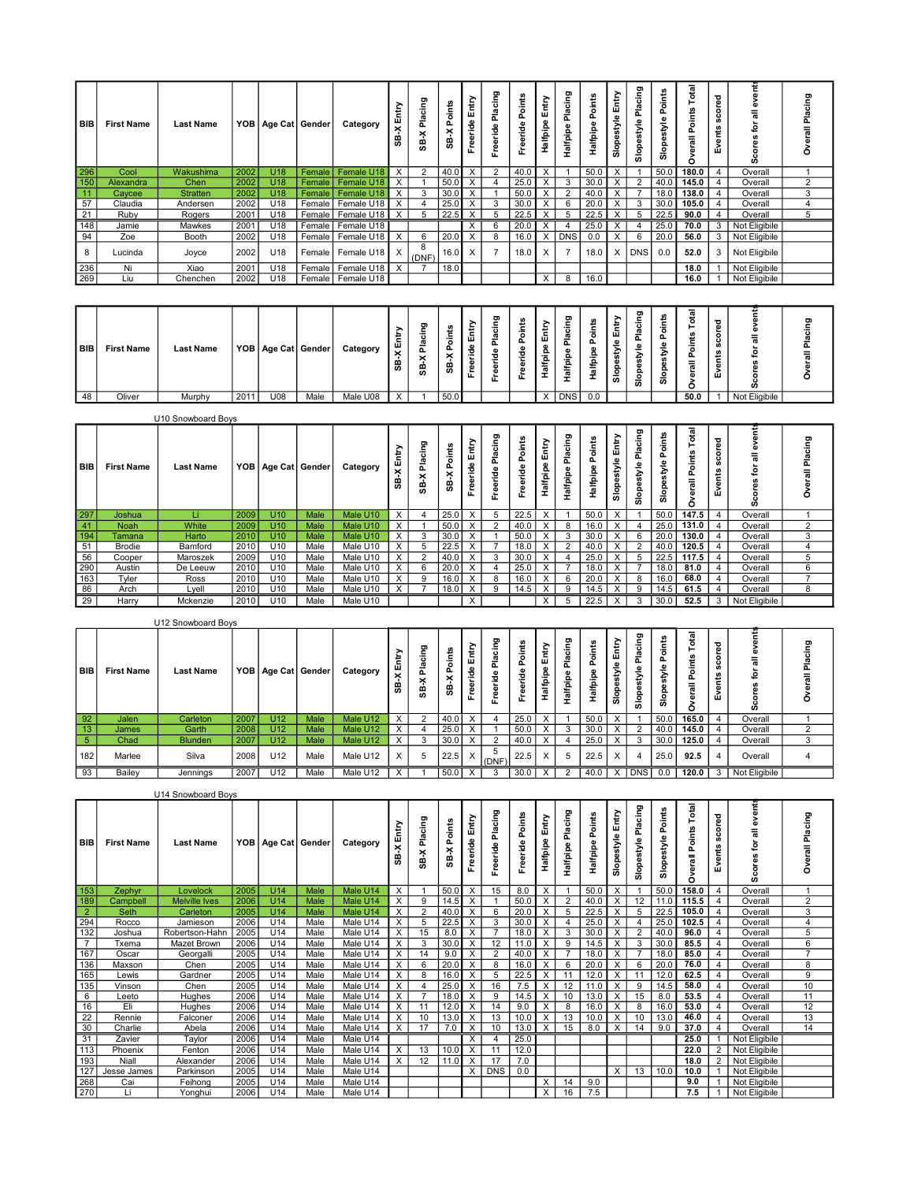| BIB | First Name | Last Name | YOB | Age Cat | Gender | Category | SB-X Entry | SB-X Placing | SB-X Points | Freeride Entry | Freeride Placing | Freeride Points | Halfpipe Entry | Halfpipe Placing | Halfpipe Points | Slopestyle Entry | Slopestyle Placing | Slopestyle Points | Overall Points Total | Events scored | Scores for all events | Overall Placing |
|---|---|---|---|---|---|---|---|---|---|---|---|---|---|---|---|---|---|---|---|---|---|---|
| 296 | Cool | Wakushima | 2002 | U18 | Female | Female U18 | X | 2 | 40.0 | X | 2 | 40.0 | X | 1 | 50.0 | X | 1 | 50.0 | 180.0 | 4 | Overall | 1 |
| 150 | Alexandra | Chen | 2002 | U18 | Female | Female U18 | X | 1 | 50.0 | X | 4 | 25.0 | X | 3 | 30.0 | X | 2 | 40.0 | 145.0 | 4 | Overall | 2 |
| 11 | Caycee | Stratten | 2002 | U18 | Female | Female U18 | X | 3 | 30.0 | X | 1 | 50.0 | X | 2 | 40.0 | X | 7 | 18.0 | 138.0 | 4 | Overall | 3 |
| 57 | Claudia | Andersen | 2002 | U18 | Female | Female U18 | X | 4 | 25.0 | X | 3 | 30.0 | X | 6 | 20.0 | X | 3 | 30.0 | 105.0 | 4 | Overall | 4 |
| 21 | Ruby | Rogers | 2001 | U18 | Female | Female U18 | X | 5 | 22.5 | X | 5 | 22.5 | X | 5 | 22.5 | X | 5 | 22.5 | 90.0 | 4 | Overall | 5 |
| 148 | Jamie | Mawkes | 2001 | U18 | Female | Female U18 | | | | X | 6 | 20.0 | X | 4 | 25.0 | X | 4 | 25.0 | 70.0 | 3 | Not Eligibile | |
| 94 | Zoe | Booth | 2002 | U18 | Female | Female U18 | X | 6 | 20.0 | X | 8 | 16.0 | X | DNS | 0.0 | X | 6 | 20.0 | 56.0 | 3 | Not Eligibile | |
| 8 | Lucinda | Joyce | 2002 | U18 | Female | Female U18 | X | 8 (DNF) | 16.0 | X | 7 | 18.0 | X | 7 | 18.0 | X | DNS | 0.0 | 52.0 | 3 | Not Eligibile | |
| 236 | Ni | Xiao | 2001 | U18 | Female | Female U18 | X | 7 | 18.0 | | | | | | | | | | 18.0 | 1 | Not Eligibile | |
| 269 | Liu | Chenchen | 2002 | U18 | Female | Female U18 | | | | | | | X | 8 | 16.0 | | | | 16.0 | 1 | Not Eligibile | |

| BIB | First Name | Last Name | YOB | Age Cat | Gender | Category | SB-X Entry | SB-X Placing | SB-X Points | Freeride Entry | Freeride Placing | Freeride Points | Halfpipe Entry | Halfpipe Placing | Halfpipe Points | Slopestyle Entry | Slopestyle Placing | Slopestyle Points | Overall Points Total | Events scored | Scores for all events | Overall Placing |
|---|---|---|---|---|---|---|---|---|---|---|---|---|---|---|---|---|---|---|---|---|---|---|
| 48 | Oliver | Murphy | 2011 | U08 | Male | Male U08 | X | 1 | 50.0 | | | | X | DNS | 0.0 | | | | 50.0 | 1 | Not Eligibile | |

U10 Snowboard Boys

| BIB | First Name | Last Name | YOB | Age Cat | Gender | Category | SB-X Entry | SB-X Placing | SB-X Points | Freeride Entry | Freeride Placing | Freeride Points | Halfpipe Entry | Halfpipe Placing | Halfpipe Points | Slopestyle Entry | Slopestyle Placing | Slopestyle Points | Overall Points Total | Events scored | Scores for all events | Overall Placing |
|---|---|---|---|---|---|---|---|---|---|---|---|---|---|---|---|---|---|---|---|---|---|---|
| 297 | Joshua | Li | 2009 | U10 | Male | Male U10 | X | 4 | 25.0 | X | 5 | 22.5 | X | 1 | 50.0 | X | 1 | 50.0 | 147.5 | 4 | Overall | 1 |
| 41 | Noah | White | 2009 | U10 | Male | Male U10 | X | 1 | 50.0 | X | 2 | 40.0 | X | 8 | 16.0 | X | 4 | 25.0 | 131.0 | 4 | Overall | 2 |
| 194 | Tamana | Harto | 2010 | U10 | Male | Male U10 | X | 3 | 30.0 | X | 1 | 50.0 | X | 3 | 30.0 | X | 6 | 20.0 | 130.0 | 4 | Overall | 3 |
| 51 | Brodie | Bamford | 2010 | U10 | Male | Male U10 | X | 5 | 22.5 | X | 7 | 18.0 | X | 2 | 40.0 | X | 2 | 40.0 | 120.5 | 4 | Overall | 4 |
| 56 | Cooper | Maroszek | 2009 | U10 | Male | Male U10 | X | 2 | 40.0 | X | 3 | 30.0 | X | 4 | 25.0 | X | 5 | 22.5 | 117.5 | 4 | Overall | 5 |
| 290 | Austin | De Leeuw | 2010 | U10 | Male | Male U10 | X | 6 | 20.0 | X | 4 | 25.0 | X | 7 | 18.0 | X | 7 | 18.0 | 81.0 | 4 | Overall | 6 |
| 163 | Tyler | Ross | 2010 | U10 | Male | Male U10 | X | 9 | 16.0 | X | 8 | 16.0 | X | 6 | 20.0 | X | 8 | 16.0 | 68.0 | 4 | Overall | 7 |
| 86 | Arch | Lyell | 2010 | U10 | Male | Male U10 | X | 7 | 18.0 | X | 9 | 14.5 | X | 9 | 14.5 | X | 9 | 14.5 | 61.5 | 4 | Overall | 8 |
| 29 | Harry | Mckenzie | 2010 | U10 | Male | Male U10 | | | | X | | | X | 5 | 22.5 | X | 3 | 30.0 | 52.5 | 3 | Not Eligibile | |

U12 Snowboard Boys

| BIB | First Name | Last Name | YOB | Age Cat | Gender | Category | SB-X Entry | SB-X Placing | SB-X Points | Freeride Entry | Freeride Placing | Freeride Points | Halfpipe Entry | Halfpipe Placing | Halfpipe Points | Slopestyle Entry | Slopestyle Placing | Slopestyle Points | Overall Points Total | Events scored | Scores for all events | Overall Placing |
|---|---|---|---|---|---|---|---|---|---|---|---|---|---|---|---|---|---|---|---|---|---|---|
| 92 | Jalen | Carleton | 2007 | U12 | Male | Male U12 | X | 2 | 40.0 | X | 4 | 25.0 | X | 1 | 50.0 | X | 1 | 50.0 | 165.0 | 4 | Overall | 1 |
| 13 | James | Garth | 2008 | U12 | Male | Male U12 | X | 4 | 25.0 | X | 1 | 50.0 | X | 3 | 30.0 | X | 2 | 40.0 | 145.0 | 4 | Overall | 2 |
| 5 | Chad | Blunden | 2007 | U12 | Male | Male U12 | X | 3 | 30.0 | X | 2 | 40.0 | X | 4 | 25.0 | X | 3 | 30.0 | 125.0 | 4 | Overall | 3 |
| 182 | Marlee | Silva | 2008 | U12 | Male | Male U12 | X | 5 | 22.5 | X | 5 (DNF) | 22.5 | X | 5 | 22.5 | X | 4 | 25.0 | 92.5 | 4 | Overall | 4 |
| 93 | Bailey | Jennings | 2007 | U12 | Male | Male U12 | X | 1 | 50.0 | X | 3 | 30.0 | X | 2 | 40.0 | X | DNS | 0.0 | 120.0 | 3 | Not Eligibile | |

U14 Snowboard Boys

| BIB | First Name | Last Name | YOB | Age Cat | Gender | Category | SB-X Entry | SB-X Placing | SB-X Points | Freeride Entry | Freeride Placing | Freeride Points | Halfpipe Entry | Halfpipe Placing | Halfpipe Points | Slopestyle Entry | Slopestyle Placing | Slopestyle Points | Overall Points Total | Events scored | Scores for all events | Overall Placing |
|---|---|---|---|---|---|---|---|---|---|---|---|---|---|---|---|---|---|---|---|---|---|---|
| 153 | Zephyr | Lovelock | 2005 | U14 | Male | Male U14 | X | 1 | 50.0 | X | 15 | 8.0 | X | 1 | 50.0 | X | 1 | 50.0 | 158.0 | 4 | Overall | 1 |
| 189 | Campbell | Melville Ives | 2006 | U14 | Male | Male U14 | X | 9 | 14.5 | X | 1 | 50.0 | X | 2 | 40.0 | X | 12 | 11.0 | 115.5 | 4 | Overall | 2 |
| 2 | Seth | Carleton | 2005 | U14 | Male | Male U14 | X | 2 | 40.0 | X | 6 | 20.0 | X | 5 | 22.5 | X | 5 | 22.5 | 105.0 | 4 | Overall | 3 |
| 294 | Rocco | Jamieson | 2006 | U14 | Male | Male U14 | X | 5 | 22.5 | X | 3 | 30.0 | X | 4 | 25.0 | X | 4 | 25.0 | 102.5 | 4 | Overall | 4 |
| 132 | Joshua | Robertson-Hahn | 2005 | U14 | Male | Male U14 | X | 15 | 8.0 | X | 7 | 18.0 | X | 3 | 30.0 | X | 2 | 40.0 | 96.0 | 4 | Overall | 5 |
| 7 | Txema | Mazet Brown | 2006 | U14 | Male | Male U14 | X | 3 | 30.0 | X | 12 | 11.0 | X | 9 | 14.5 | X | 3 | 30.0 | 85.5 | 4 | Overall | 6 |
| 167 | Oscar | Georgalli | 2005 | U14 | Male | Male U14 | X | 14 | 9.0 | X | 2 | 40.0 | X | 7 | 18.0 | X | 7 | 18.0 | 85.0 | 4 | Overall | 7 |
| 136 | Maxson | Chen | 2005 | U14 | Male | Male U14 | X | 6 | 20.0 | X | 8 | 16.0 | X | 6 | 20.0 | X | 6 | 20.0 | 76.0 | 4 | Overall | 8 |
| 165 | Lewis | Gardner | 2005 | U14 | Male | Male U14 | X | 8 | 16.0 | X | 5 | 22.5 | X | 11 | 12.0 | X | 11 | 12.0 | 62.5 | 4 | Overall | 9 |
| 135 | Vinson | Chen | 2005 | U14 | Male | Male U14 | X | 4 | 25.0 | X | 16 | 7.5 | X | 12 | 11.0 | X | 9 | 14.5 | 58.0 | 4 | Overall | 10 |
| 6 | Leeto | Hughes | 2006 | U14 | Male | Male U14 | X | 7 | 18.0 | X | 9 | 14.5 | X | 10 | 13.0 | X | 15 | 8.0 | 53.5 | 4 | Overall | 11 |
| 16 | Eli | Hughes | 2006 | U14 | Male | Male U14 | X | 11 | 12.0 | X | 14 | 9.0 | X | 8 | 16.0 | X | 8 | 16.0 | 53.0 | 4 | Overall | 12 |
| 22 | Rennie | Falconer | 2006 | U14 | Male | Male U14 | X | 10 | 13.0 | X | 13 | 10.0 | X | 13 | 10.0 | X | 10 | 13.0 | 46.0 | 4 | Overall | 13 |
| 30 | Charlie | Abela | 2006 | U14 | Male | Male U14 | X | 17 | 7.0 | X | 10 | 13.0 | X | 15 | 8.0 | X | 14 | 9.0 | 37.0 | 4 | Overall | 14 |
| 31 | Zavier | Taylor | 2006 | U14 | Male | Male U14 | | | | X | 4 | 25.0 | | | | | | | 25.0 | 1 | Not Eligibile | |
| 113 | Phoenix | Fenton | 2006 | U14 | Male | Male U14 | X | 13 | 10.0 | X | 11 | 12.0 | | | | | | | 22.0 | 2 | Not Eligibile | |
| 193 | Niall | Alexander | 2006 | U14 | Male | Male U14 | X | 12 | 11.0 | X | 17 | 7.0 | | | | | | | 18.0 | 2 | Not Eligibile | |
| 127 | Jesse James | Parkinson | 2005 | U14 | Male | Male U14 | | | | X | DNS | 0.0 | | | | X | 13 | 10.0 | 10.0 | 1 | Not Eligibile | |
| 268 | Cai | Feihong | 2005 | U14 | Male | Male U14 | | | | | | | X | 14 | 9.0 | | | | 9.0 | 1 | Not Eligibile | |
| 270 | Li | Yonghui | 2006 | U14 | Male | Male U14 | | | | | | | X | 16 | 7.5 | | | | 7.5 | 1 | Not Eligibile | |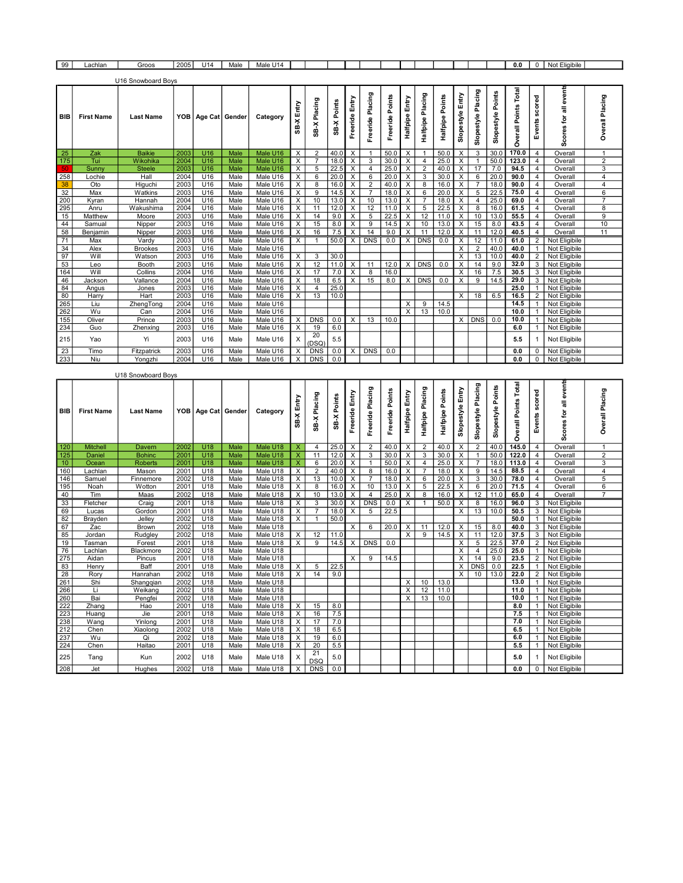| 99 | Lachlan | Groos | 2005 | U14 | Male | Male U14 | | | | | | | | | | | | | 0.0 | 0 | Not Eligibile | |
|---|---|---|---|---|---|---|---|---|---|---|---|---|---|---|---|---|---|---|---|---|---|---|

U16 Snowboard Boys

| BIB | First Name | Last Name | YOB | Age Cat | Gender | Category | SB-X Entry | SB-X Placing | SB-X Points | Freeride Entry | Freeride Placing | Freeride Points | Halfpipe Entry | Halfpipe Placing | Halfpipe Points | Slopestyle Entry | Slopestyle Placing | Slopestyle Points | Overall Points Total | Events scored | Scores for all events | Overall Placing |
|---|---|---|---|---|---|---|---|---|---|---|---|---|---|---|---|---|---|---|---|---|---|---|
| 25 | Zak | Baikie | 2003 | U16 | Male | Male U16 | X | 2 | 40.0 | X | 1 | 50.0 | X | 1 | 50.0 | X | 3 | 30.0 | 170.0 | 4 | Overall | 1 |
| 175 | Tui | Wikohika | 2004 | U16 | Male | Male U16 | X | 7 | 18.0 | X | 3 | 30.0 | X | 4 | 25.0 | X | 1 | 50.0 | 123.0 | 4 | Overall | 2 |
| 50 | Sunny | Steele | 2003 | U16 | Male | Male U16 | X | 5 | 22.5 | X | 4 | 25.0 | X | 2 | 40.0 | X | 17 | 7.0 | 94.5 | 4 | Overall | 3 |
| 258 | Lochie | Hall | 2004 | U16 | Male | Male U16 | X | 6 | 20.0 | X | 6 | 20.0 | X | 3 | 30.0 | X | 6 | 20.0 | 90.0 | 4 | Overall | 4 |
| 38 | Oto | Higuchi | 2003 | U16 | Male | Male U16 | X | 8 | 16.0 | X | 2 | 40.0 | X | 8 | 16.0 | X | 7 | 18.0 | 90.0 | 4 | Overall | 4 |
| 32 | Max | Watkins | 2003 | U16 | Male | Male U16 | X | 9 | 14.5 | X | 7 | 18.0 | X | 6 | 20.0 | X | 5 | 22.5 | 75.0 | 4 | Overall | 6 |
| 200 | Kyran | Hannah | 2004 | U16 | Male | Male U16 | X | 10 | 13.0 | X | 10 | 13.0 | X | 7 | 18.0 | X | 4 | 25.0 | 69.0 | 4 | Overall | 7 |
| 295 | Anru | Wakushima | 2004 | U16 | Male | Male U16 | X | 11 | 12.0 | X | 12 | 11.0 | X | 5 | 22.5 | X | 8 | 16.0 | 61.5 | 4 | Overall | 8 |
| 15 | Matthew | Moore | 2003 | U16 | Male | Male U16 | X | 14 | 9.0 | X | 5 | 22.5 | X | 12 | 11.0 | X | 10 | 13.0 | 55.5 | 4 | Overall | 9 |
| 44 | Samual | Nipper | 2003 | U16 | Male | Male U16 | X | 15 | 8.0 | X | 9 | 14.5 | X | 10 | 13.0 | X | 15 | 8.0 | 43.5 | 4 | Overall | 10 |
| 58 | Benjamin | Nipper | 2003 | U16 | Male | Male U16 | X | 16 | 7.5 | X | 14 | 9.0 | X | 11 | 12.0 | X | 11 | 12.0 | 40.5 | 4 | Overall | 11 |
| 71 | Max | Vardy | 2003 | U16 | Male | Male U16 | X | 1 | 50.0 | X | DNS | 0.0 | X | DNS | 0.0 | X | 12 | 11.0 | 61.0 | 2 | Not Eligibile | |
| 34 | Alex | Brookes | 2003 | U16 | Male | Male U16 | | | | | | | | | | X | 2 | 40.0 | 40.0 | 1 | Not Eligibile | |
| 97 | Will | Watson | 2003 | U16 | Male | Male U16 | X | 3 | 30.0 | | | | | | | X | 13 | 10.0 | 40.0 | 2 | Not Eligibile | |
| 53 | Leo | Booth | 2003 | U16 | Male | Male U16 | X | 12 | 11.0 | X | 11 | 12.0 | X | DNS | 0.0 | X | 14 | 9.0 | 32.0 | 3 | Not Eligibile | |
| 164 | Will | Collins | 2004 | U16 | Male | Male U16 | X | 17 | 7.0 | X | 8 | 16.0 | | | | X | 16 | 7.5 | 30.5 | 3 | Not Eligibile | |
| 46 | Jackson | Vallance | 2004 | U16 | Male | Male U16 | X | 18 | 6.5 | X | 15 | 8.0 | X | DNS | 0.0 | X | 9 | 14.5 | 29.0 | 3 | Not Eligibile | |
| 84 | Angus | Jones | 2003 | U16 | Male | Male U16 | X | 4 | 25.0 | | | | | | | | | | 25.0 | 1 | Not Eligibile | |
| 80 | Harry | Hart | 2003 | U16 | Male | Male U16 | X | 13 | 10.0 | | | | | | | X | 18 | 6.5 | 16.5 | 2 | Not Eligibile | |
| 265 | Liu | ZhengTong | 2004 | U16 | Male | Male U16 | | | | | | | X | 9 | 14.5 | | | | 14.5 | 1 | Not Eligibile | |
| 262 | Wu | Can | 2004 | U16 | Male | Male U16 | | | | | | | X | 13 | 10.0 | | | | 10.0 | 1 | Not Eligibile | |
| 155 | Oliver | Prince | 2003 | U16 | Male | Male U16 | X | DNS | 0.0 | X | 13 | 10.0 | | | | X | DNS | 0.0 | 10.0 | 1 | Not Eligibile | |
| 234 | Guo | Zhenxing | 2003 | U16 | Male | Male U16 | X | 19 | 6.0 | | | | | | | | | | 6.0 | 1 | Not Eligibile | |
| 215 | Yao | Yi | 2003 | U16 | Male | Male U16 | X | 20 (DSQ) | 5.5 | | | | | | | | | | 5.5 | 1 | Not Eligibile | |
| 23 | Timo | Fitzpatrick | 2003 | U16 | Male | Male U16 | X | DNS | 0.0 | X | DNS | 0.0 | | | | | | | 0.0 | 0 | Not Eligibile | |
| 233 | Niu | Yongzhi | 2004 | U16 | Male | Male U16 | X | DNS | 0.0 | | | | | | | | | | 0.0 | 0 | Not Eligibile | |

U18 Snowboard Boys

| BIB | First Name | Last Name | YOB | Age Cat | Gender | Category | SB-X Entry | SB-X Placing | SB-X Points | Freeride Entry | Freeride Placing | Freeride Points | Halfpipe Entry | Halfpipe Placing | Halfpipe Points | Slopestyle Entry | Slopestyle Placing | Slopestyle Points | Overall Points Total | Events scored | Scores for all events | Overall Placing |
|---|---|---|---|---|---|---|---|---|---|---|---|---|---|---|---|---|---|---|---|---|---|---|
| 120 | Mitchell | Davern | 2002 | U18 | Male | Male U18 | X | 4 | 25.0 | X | 2 | 40.0 | X | 2 | 40.0 | X | 2 | 40.0 | 145.0 | 4 | Overall | 1 |
| 125 | Daniel | Bohinc | 2001 | U18 | Male | Male U18 | X | 11 | 12.0 | X | 3 | 30.0 | X | 3 | 30.0 | X | 1 | 50.0 | 122.0 | 4 | Overall | 2 |
| 10 | Ocean | Roberts | 2001 | U18 | Male | Male U18 | X | 6 | 20.0 | X | 1 | 50.0 | X | 4 | 25.0 | X | 7 | 18.0 | 113.0 | 4 | Overall | 3 |
| 160 | Lachlan | Mason | 2001 | U18 | Male | Male U18 | X | 2 | 40.0 | X | 8 | 16.0 | X | 7 | 18.0 | X | 9 | 14.5 | 88.5 | 4 | Overall | 4 |
| 146 | Samuel | Finnemore | 2002 | U18 | Male | Male U18 | X | 13 | 10.0 | X | 7 | 18.0 | X | 6 | 20.0 | X | 3 | 30.0 | 78.0 | 4 | Overall | 5 |
| 195 | Noah | Wotton | 2001 | U18 | Male | Male U18 | X | 8 | 16.0 | X | 10 | 13.0 | X | 5 | 22.5 | X | 6 | 20.0 | 71.5 | 4 | Overall | 6 |
| 40 | Tim | Maas | 2002 | U18 | Male | Male U18 | X | 10 | 13.0 | X | 4 | 25.0 | X | 8 | 16.0 | X | 12 | 11.0 | 65.0 | 4 | Overall | 7 |
| 33 | Fletcher | Craig | 2001 | U18 | Male | Male U18 | X | 3 | 30.0 | X | DNS | 0.0 | X | 1 | 50.0 | X | 8 | 16.0 | 96.0 | 3 | Not Eligibile | |
| 69 | Lucas | Gordon | 2001 | U18 | Male | Male U18 | X | 7 | 18.0 | X | 5 | 22.5 | | | | X | 13 | 10.0 | 50.5 | 3 | Not Eligibile | |
| 82 | Brayden | Jelley | 2002 | U18 | Male | Male U18 | X | 1 | 50.0 | | | | | | | | | | 50.0 | 1 | Not Eligibile | |
| 67 | Zac | Brown | 2002 | U18 | Male | Male U18 | | | | X | 6 | 20.0 | X | 11 | 12.0 | X | 15 | 8.0 | 40.0 | 3 | Not Eligibile | |
| 85 | Jordan | Rudgley | 2002 | U18 | Male | Male U18 | X | 12 | 11.0 | | | | X | 9 | 14.5 | X | 11 | 12.0 | 37.5 | 3 | Not Eligibile | |
| 19 | Tasman | Forest | 2001 | U18 | Male | Male U18 | X | 9 | 14.5 | X | DNS | 0.0 | | | | X | 5 | 22.5 | 37.0 | 2 | Not Eligibile | |
| 76 | Lachlan | Blackmore | 2002 | U18 | Male | Male U18 | | | | | | | | | | X | 4 | 25.0 | 25.0 | 1 | Not Eligibile | |
| 275 | Aidan | Pincus | 2001 | U18 | Male | Male U18 | | | | X | 9 | 14.5 | | | | X | 14 | 9.0 | 23.5 | 2 | Not Eligibile | |
| 83 | Henry | Baff | 2001 | U18 | Male | Male U18 | X | 5 | 22.5 | | | | | | | X | DNS | 0.0 | 22.5 | 1 | Not Eligibile | |
| 28 | Rory | Hanrahan | 2002 | U18 | Male | Male U18 | X | 14 | 9.0 | | | | | | | X | 10 | 13.0 | 22.0 | 2 | Not Eligibile | |
| 261 | Shi | Shangqian | 2002 | U18 | Male | Male U18 | | | | | | | X | 10 | 13.0 | | | | 13.0 | 1 | Not Eligibile | |
| 266 | Li | Weikang | 2002 | U18 | Male | Male U18 | | | | | | | X | 12 | 11.0 | | | | 11.0 | 1 | Not Eligibile | |
| 260 | Bai | Pengfei | 2002 | U18 | Male | Male U18 | | | | | | | X | 13 | 10.0 | | | | 10.0 | 1 | Not Eligibile | |
| 222 | Zhang | Hao | 2001 | U18 | Male | Male U18 | X | 15 | 8.0 | | | | | | | | | | 8.0 | 1 | Not Eligibile | |
| 223 | Huang | Jie | 2001 | U18 | Male | Male U18 | X | 16 | 7.5 | | | | | | | | | | 7.5 | 1 | Not Eligibile | |
| 238 | Wang | Yinlong | 2001 | U18 | Male | Male U18 | X | 17 | 7.0 | | | | | | | | | | 7.0 | 1 | Not Eligibile | |
| 212 | Chen | Xiaolong | 2002 | U18 | Male | Male U18 | X | 18 | 6.5 | | | | | | | | | | 6.5 | 1 | Not Eligibile | |
| 237 | Wu | Qi | 2002 | U18 | Male | Male U18 | X | 19 | 6.0 | | | | | | | | | | 6.0 | 1 | Not Eligibile | |
| 224 | Chen | Haitao | 2001 | U18 | Male | Male U18 | X | 20 | 5.5 | | | | | | | | | | 5.5 | 1 | Not Eligibile | |
| 225 | Tang | Kun | 2002 | U18 | Male | Male U18 | X | 21 DSQ | 5.0 | | | | | | | | | | 5.0 | 1 | Not Eligibile | |
| 208 | Jet | Hughes | 2002 | U18 | Male | Male U18 | X | DNS | 0.0 | | | | | | | | | | 0.0 | 0 | Not Eligibile | |